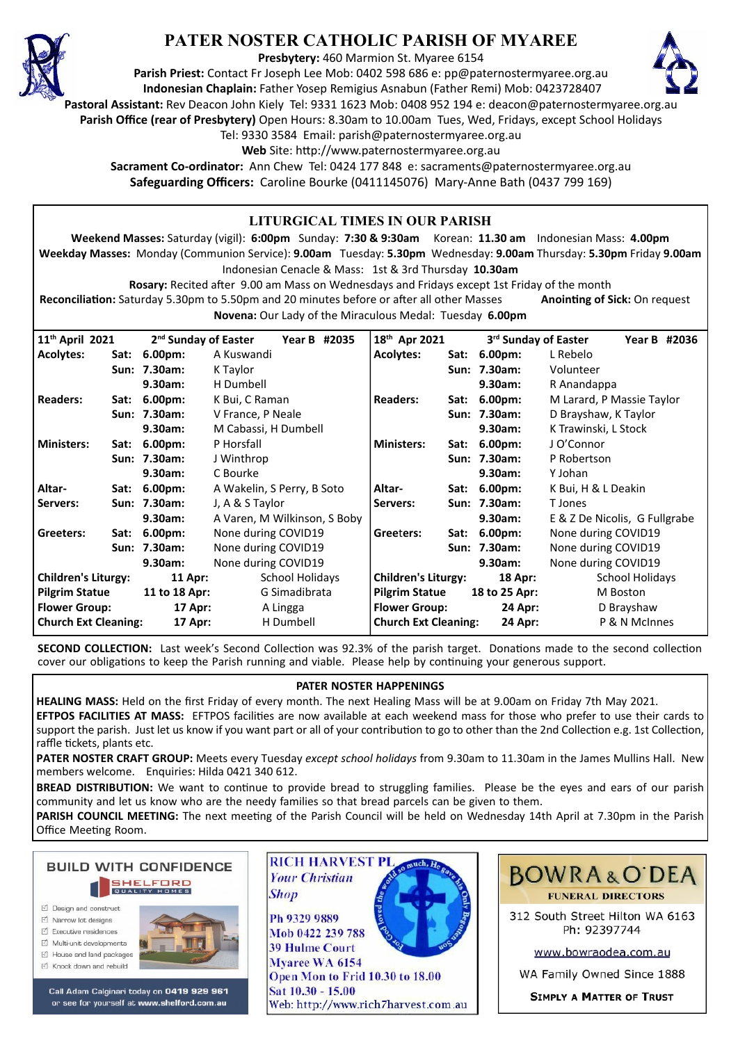# PATER NOSTER CATHOLIC PARISH OF MYAREE

**Presbytery:** 460 Marmion St. Myaree 6154
**Parish Priest:** Contact Fr Joseph Lee Mob: 0402 598 686 e: pp@paternostermyaree.org.au
**Indonesian Chaplain:** Father Yosep Remigius Asnabun (Father Remi) Mob: 0423728407
**Pastoral Assistant:** Rev Deacon John Kiely Tel: 9331 1623 Mob: 0408 952 194 e: deacon@paternostermyaree.org.au
**Parish Office (rear of Presbytery)** Open Hours: 8.30am to 10.00am Tues, Wed, Fridays, except School Holidays
Tel: 9330 3584 Email: parish@paternostermyaree.org.au
**Web** Site: http://www.paternostermyaree.org.au
**Sacrament Co-ordinator:** Ann Chew Tel: 0424 177 848 e: sacraments@paternostermyaree.org.au
**Safeguarding Officers:** Caroline Bourke (0411145076) Mary-Anne Bath (0437 799 169)

## LITURGICAL TIMES IN OUR PARISH

**Weekend Masses:** Saturday (vigil): **6:00pm** Sunday: **7:30 & 9:30am** Korean: **11.30 am** Indonesian Mass: **4.00pm**
**Weekday Masses:** Monday (Communion Service): **9.00am** Tuesday: **5.30pm** Wednesday: **9.00am** Thursday: **5.30pm** Friday **9.00am**
Indonesian Cenacle & Mass: 1st & 3rd Thursday **10.30am**
**Rosary:** Recited after 9.00 am Mass on Wednesdays and Fridays except 1st Friday of the month
**Reconciliation:** Saturday 5.30pm to 5.50pm and 20 minutes before or after all other Masses **Anointing of Sick:** On request
**Novena:** Our Lady of the Miraculous Medal: Tuesday **6.00pm**

| 11th April 2021 | | 2nd Sunday of Easter | Year B #2035 | 18th Apr 2021 | | 3rd Sunday of Easter | Year B #2036 |
|---|---|---|---|---|---|---|---|
| **Acolytes:** | Sat: | 6.00pm: | A Kuswandi | **Acolytes:** | Sat: | 6.00pm: | L Rebelo |
| | Sun: | 7.30am: | K Taylor | | Sun: | 7.30am: | Volunteer |
| | | 9.30am: | H Dumbell | | | 9.30am: | R Anandappa |
| **Readers:** | Sat: | 6.00pm: | K Bui, C Raman | **Readers:** | Sat: | 6.00pm: | M Larard, P Massie Taylor |
| | Sun: | 7.30am: | V France, P Neale | | Sun: | 7.30am: | D Brayshaw, K Taylor |
| | | 9.30am: | M Cabassi, H Dumbell | | | 9.30am: | K Trawinski, L Stock |
| **Ministers:** | Sat: | 6.00pm: | P Horsfall | **Ministers:** | Sat: | 6.00pm: | J O'Connor |
| | Sun: | 7.30am: | J Winthrop | | Sun: | 7.30am: | P Robertson |
| | | 9.30am: | C Bourke | | | 9.30am: | Y Johan |
| **Altar-Servers:** | Sat: | 6.00pm: | A Wakelin, S Perry, B Soto | **Altar-Servers:** | Sat: | 6.00pm: | K Bui, H & L Deakin |
| | Sun: | 7.30am: | J, A & S Taylor | | Sun: | 7.30am: | T Jones |
| | | 9.30am: | A Varen, M Wilkinson, S Boby | | | 9.30am: | E & Z De Nicolis, G Fullgrabe |
| **Greeters:** | Sat: | 6.00pm: | None during COVID19 | **Greeters:** | Sat: | 6.00pm: | None during COVID19 |
| | Sun: | 7.30am: | None during COVID19 | | Sun: | 7.30am: | None during COVID19 |
| | | 9.30am: | None during COVID19 | | | 9.30am: | None during COVID19 |
| **Children's Liturgy:** | | 11 Apr: | School Holidays | **Children's Liturgy:** | | 18 Apr: | School Holidays |
| **Pilgrim Statue** | | 11 to 18 Apr: | G Simadibrata | **Pilgrim Statue** | | 18 to 25 Apr: | M Boston |
| **Flower Group:** | | 17 Apr: | A Lingga | **Flower Group:** | | 24 Apr: | D Brayshaw |
| **Church Ext Cleaning:** | | 17 Apr: | H Dumbell | **Church Ext Cleaning:** | | 24 Apr: | P & N McInnes |

**SECOND COLLECTION:** Last week's Second Collection was 92.3% of the parish target. Donations made to the second collection cover our obligations to keep the Parish running and viable. Please help by continuing your generous support.

## PATER NOSTER HAPPENINGS

**HEALING MASS:** Held on the first Friday of every month. The next Healing Mass will be at 9.00am on Friday 7th May 2021.

**EFTPOS FACILITIES AT MASS:** EFTPOS facilities are now available at each weekend mass for those who prefer to use their cards to support the parish. Just let us know if you want part or all of your contribution to go to other than the 2nd Collection e.g. 1st Collection, raffle tickets, plants etc.

**PATER NOSTER CRAFT GROUP:** Meets every Tuesday *except school holidays* from 9.30am to 11.30am in the James Mullins Hall. New members welcome. Enquiries: Hilda 0421 340 612.

**BREAD DISTRIBUTION:** We want to continue to provide bread to struggling families. Please be the eyes and ears of our parish community and let us know who are the needy families so that bread parcels can be given to them.

**PARISH COUNCIL MEETING:** The next meeting of the Parish Council will be held on Wednesday 14th April at 7.30pm in the Parish Office Meeting Room.

**BUILD WITH CONFIDENCE**
SHELFORD QUALITY HOMES
- Design and construct
- Narrow lot designs
- Executive residences
- Multi-unit developments
- House and land packages
- Knock down and rebuild

Call Adam Calginari today on 0419 929 961 or see for yourself at www.shelford.com.au

**RICH HARVEST PL**
*Your Christian Shop*
Ph 9329 9889
Mob 0422 239 788
39 Hulme Court
Myaree WA 6154
Open Mon to Frid 10.30 to 18.00
Sat 10.30 - 15.00
Web: http://www.rich7harvest.com.au

**BOWRA & O'DEA**
FUNERAL DIRECTORS
312 South Street Hilton WA 6163
Ph: 92397744
www.bowraodea.com.au
WA Family Owned Since 1888
SIMPLY A MATTER OF TRUST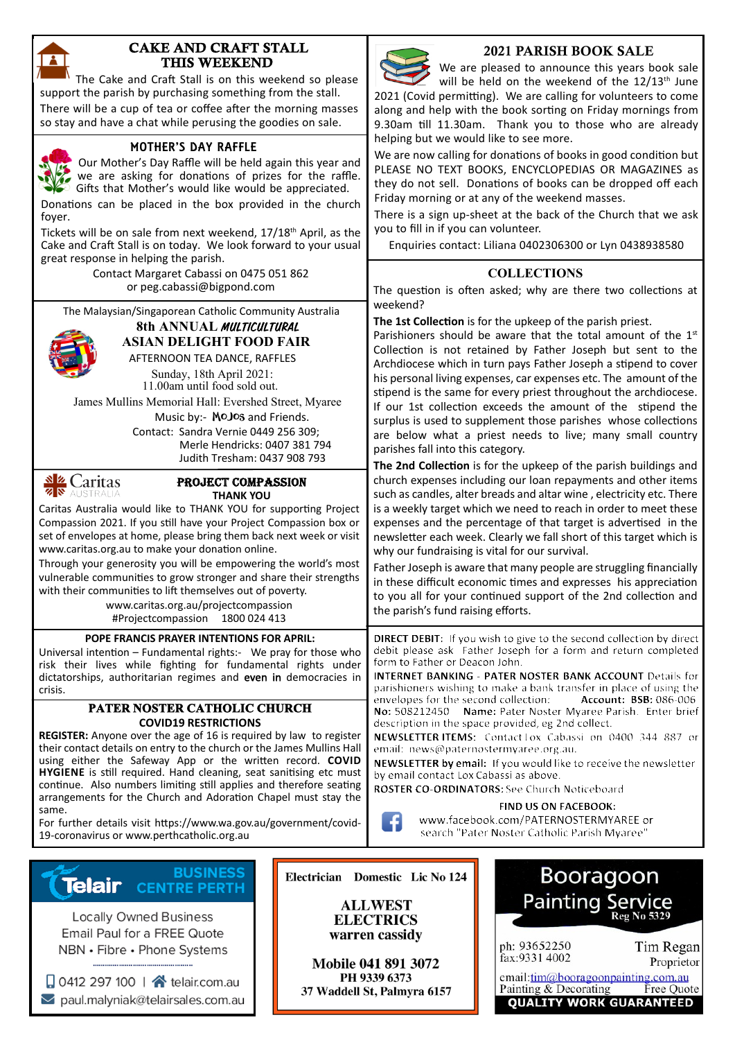## CAKE AND CRAFT STALL THIS WEEKEND

The Cake and Craft Stall is on this weekend so please support the parish by purchasing something from the stall.

There will be a cup of tea or coffee after the morning masses so stay and have a chat while perusing the goodies on sale.

## MOTHER'S DAY RAFFLE

Our Mother's Day Raffle will be held again this year and we are asking for donations of prizes for the raffle. Gifts that Mother's would like would be appreciated.

Donations can be placed in the box provided in the church foyer.

Tickets will be on sale from next weekend, 17/18th April, as the Cake and Craft Stall is on today. We look forward to your usual great response in helping the parish.

Contact Margaret Cabassi on 0475 051 862
or peg.cabassi@bigpond.com

The Malaysian/Singaporean Catholic Community Australia

## 8th ANNUAL *MULTICULTURAL* ASIAN DELIGHT FOOD FAIR

AFTERNOON TEA DANCE, RAFFLES

Sunday, 18th April 2021:
11.00am until food sold out.

James Mullins Memorial Hall: Evershed Street, Myaree

Music by:- MoJos and Friends.

Contact: Sandra Vernie 0449 256 309;
Merle Hendricks: 0407 381 794
Judith Tresham: 0437 908 793

Caritas AUSTRALIA

## PROJECT COMPASSION

**THANK YOU**

Caritas Australia would like to THANK YOU for supporting Project Compassion 2021. If you still have your Project Compassion box or set of envelopes at home, please bring them back next week or visit www.caritas.org.au to make your donation online.

Through your generosity you will be empowering the world's most vulnerable communities to grow stronger and share their strengths with their communities to lift themselves out of poverty.

www.caritas.org.au/projectcompassion
#Projectcompassion 1800 024 413

## POPE FRANCIS PRAYER INTENTIONS FOR APRIL:

Universal intention – Fundamental rights:- We pray for those who risk their lives while fighting for fundamental rights under dictatorships, authoritarian regimes and **even in** democracies in crisis.

## PATER NOSTER CATHOLIC CHURCH

**COVID19 RESTRICTIONS**

**REGISTER:** Anyone over the age of 16 is required by law to register their contact details on entry to the church or the James Mullins Hall using either the Safeway App or the written record. **COVID HYGIENE** is still required. Hand cleaning, seat sanitising etc must continue. Also numbers limiting still applies and therefore seating arrangements for the Church and Adoration Chapel must stay the same.

For further details visit https://www.wa.gov.au/government/covid-19-coronavirus or www.perthcatholic.org.au

## 2021 PARISH BOOK SALE

We are pleased to announce this years book sale will be held on the weekend of the 12/13th June 2021 (Covid permitting). We are calling for volunteers to come along and help with the book sorting on Friday mornings from 9.30am till 11.30am. Thank you to those who are already helping but we would like to see more.

We are now calling for donations of books in good condition but PLEASE NO TEXT BOOKS, ENCYCLOPEDIAS OR MAGAZINES as they do not sell. Donations of books can be dropped off each Friday morning or at any of the weekend masses.

There is a sign up-sheet at the back of the Church that we ask you to fill in if you can volunteer.

Enquiries contact: Liliana 0402306300 or Lyn 0438938580

## COLLECTIONS

The question is often asked; why are there two collections at weekend?

**The 1st Collection** is for the upkeep of the parish priest. Parishioners should be aware that the total amount of the 1st Collection is not retained by Father Joseph but sent to the Archdiocese which in turn pays Father Joseph a stipend to cover his personal living expenses, car expenses etc. The amount of the stipend is the same for every priest throughout the archdiocese. If our 1st collection exceeds the amount of the stipend the surplus is used to supplement those parishes whose collections are below what a priest needs to live; many small country parishes fall into this category.

**The 2nd Collection** is for the upkeep of the parish buildings and church expenses including our loan repayments and other items such as candles, alter breads and altar wine , electricity etc. There is a weekly target which we need to reach in order to meet these expenses and the percentage of that target is advertised in the newsletter each week. Clearly we fall short of this target which is why our fundraising is vital for our survival.

Father Joseph is aware that many people are struggling financially in these difficult economic times and expresses his appreciation to you all for your continued support of the 2nd collection and the parish's fund raising efforts.

**DIRECT DEBIT**: If you wish to give to the second collection by direct debit please ask Father Joseph for a form and return completed form to Father or Deacon John.

**INTERNET BANKING - PATER NOSTER BANK ACCOUNT** Details for parishioners wishing to make a bank transfer in place of using the envelopes for the second collection: **Account: BSB:** 086-006 **No:** 508212450 **Name:** Pater Noster Myaree Parish. Enter brief description in the space provided, eg 2nd collect.

**NEWSLETTER ITEMS**: Contact Lox Cabassi on 0400 344 887 or email: news@paternostermyaree.org.au.

**NEWSLETTER by email:** If you would like to receive the newsletter by email contact Lox Cabassi as above.

**ROSTER CO-ORDINATORS:** See Church Noticeboard

**FIND US ON FACEBOOK:**
www.facebook.com/PATERNOSTERMYAREE or search "Pater Noster Catholic Parish Myaree"

---

**Telair BUSINESS CENTRE PERTH**

Locally Owned Business
Email Paul for a FREE Quote
NBN • Fibre • Phone Systems

0412 297 100 | telair.com.au
paul.malyniak@telairsales.com.au

---

**Electrician Domestic Lic No 124**

**ALLWEST ELECTRICS**
**warren cassidy**

**Mobile 041 891 3072**
**PH 9339 6373**
**37 Waddell St, Palmyra 6157**

---

**Booragoon Painting Service**
Reg No 5329

ph: 93652250
fax:9331 4002

Tim Regan
Proprietor

email:tim@booragoonpainting.com.au
Painting & Decorating Free Quote

**QUALITY WORK GUARANTEED**